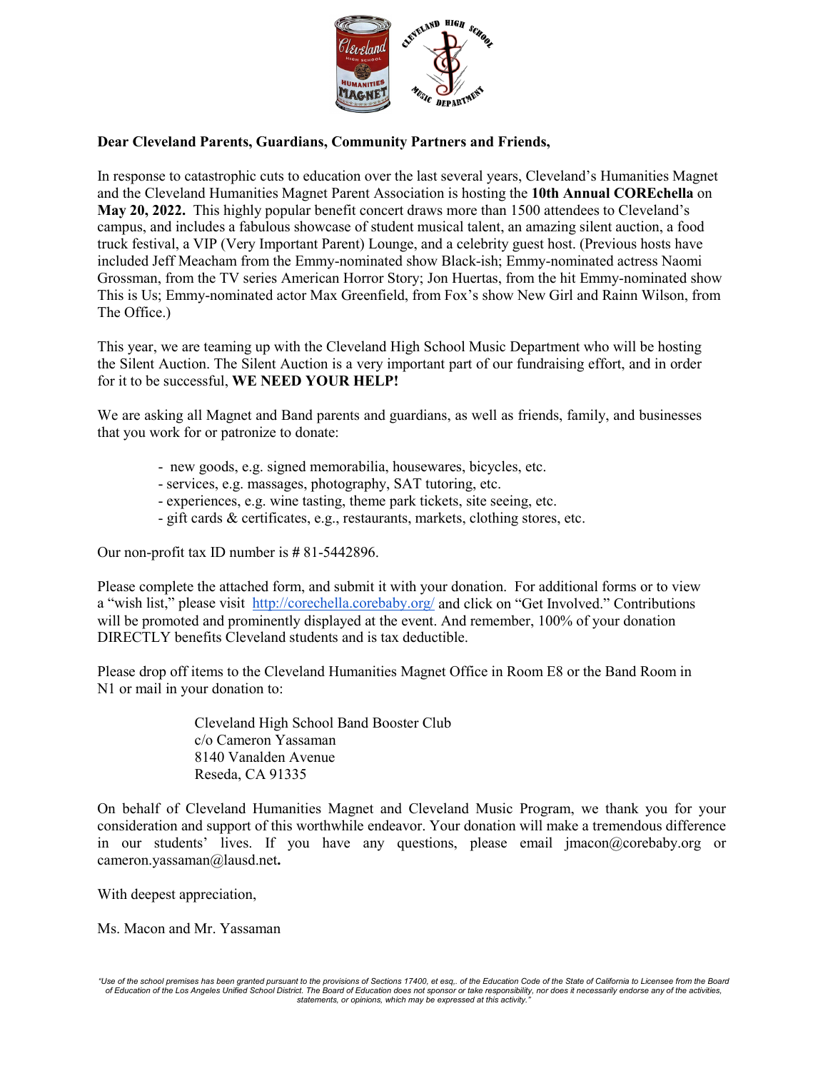**Dear Cleveland Parents, Guardians, Community Partners and Friends,**

In response to catastrophic cuts to education over the last several years, Cleveland's Humanities Magnet and the Cleveland Humanities Magnet Parent Association is hosting the **10th Annual COREchella** on **May 20, 2022.** This highly popular benefit concert draws more than 1500 attendees to Cleveland's campus, and includes a fabulous showcase of student musical talent, an amazing silent auction, a food truck festival, a VIP (Very Important Parent) Lounge, and a celebrity guest host. (Previous hosts have included Jeff Meacham from the Emmy-nominated show Black-ish; Emmy-nominated actress Naomi Grossman, from the TV series American Horror Story; Jon Huertas, from the hit Emmy-nominated show This is Us; Emmy-nominated actor Max Greenfield, from Fox's show New Girl and Rainn Wilson, from The Office.)

This year, we are teaming up with the Cleveland High School Music Department who will be hosting the Silent Auction. The Silent Auction is a very important part of our fundraising effort, and in order for it to be successful, **WE NEED YOUR HELP!**

We are asking all Magnet and Band parents and guardians, as well as friends, family, and businesses that you work for or patronize to donate:

- new goods, e.g. signed memorabilia, housewares, bicycles, etc.
- services, e.g. massages, photography, SAT tutoring, etc.
- experiences, e.g. wine tasting, theme park tickets, site seeing, etc.
- gift cards & certificates, e.g., restaurants, markets, clothing stores, etc.

Our non-profit tax ID number is # 81-5442896.

Please complete the attached form, and submit it with your donation. For additional forms or to view a "wish list," please visit http://corechella.corebaby.org/ and click on "Get Involved." Contributions will be promoted and prominently displayed at the event. And remember, 100% of your donation DIRECTLY benefits Cleveland students and is tax deductible.

Please drop off items to the Cleveland Humanities Magnet Office in Room E8 or the Band Room in N1 or mail in your donation to:

Cleveland High School Band Booster Club
c/o Cameron Yassaman
8140 Vanalden Avenue
Reseda, CA 91335

On behalf of Cleveland Humanities Magnet and Cleveland Music Program, we thank you for your consideration and support of this worthwhile endeavor. Your donation will make a tremendous difference in our students' lives. If you have any questions, please email jmacon@corebaby.org or cameron.yassaman@lausd.net**.**

With deepest appreciation,

Ms. Macon and Mr. Yassaman

*"Use of the school premises has been granted pursuant to the provisions of Sections 17400, et esq,. of the Education Code of the State of California to Licensee from the Board of Education of the Los Angeles Unified School District. The Board of Education does not sponsor or take responsibility, nor does it necessarily endorse any of the activities, statements, or opinions, which may be expressed at this activity."*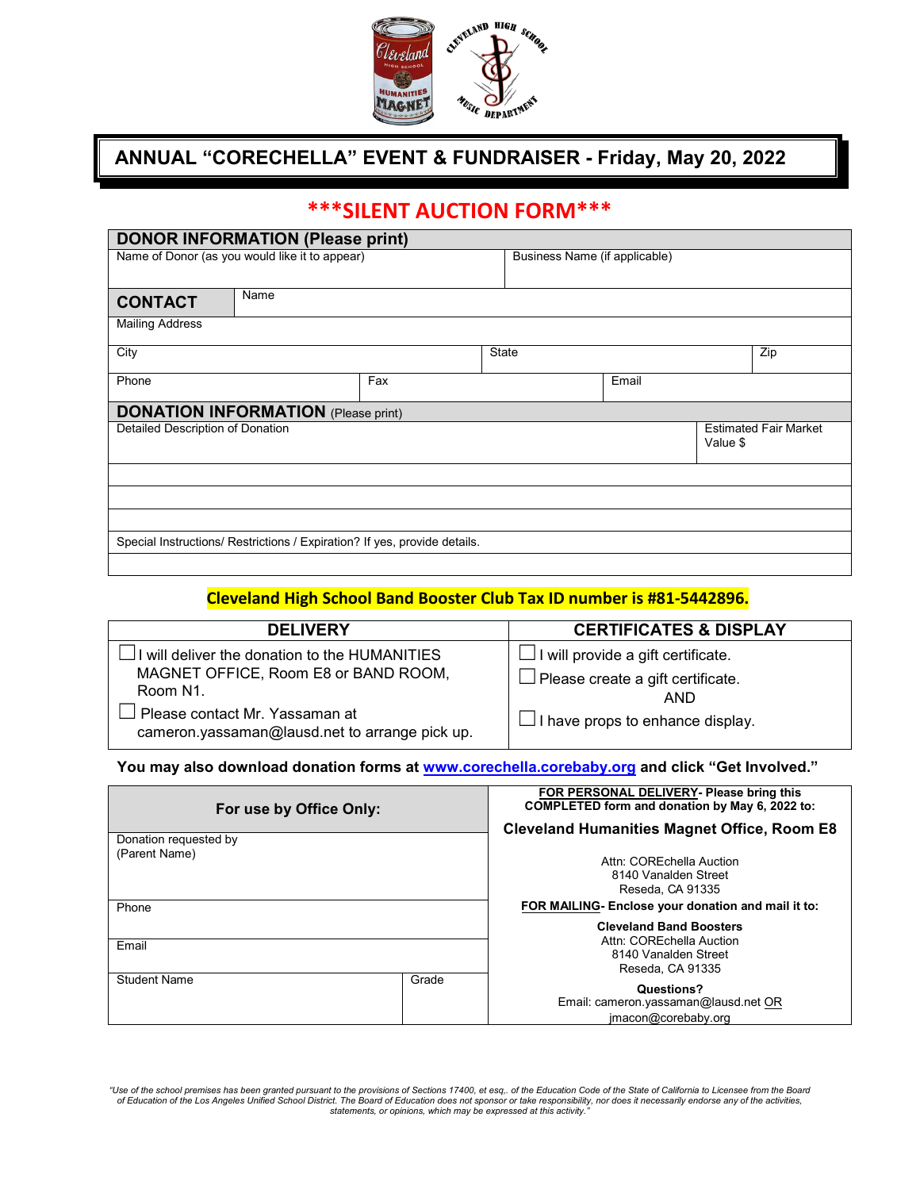## ANNUAL "CORECHELLA" EVENT & FUNDRAISER - Friday, May 20, 2022

### \*\*\*SILENT AUCTION FORM\*\*\*

| DONOR INFORMATION (Please print) | | | |
|---|---|---|---|
| Name of Donor (as you would like it to appear) | | Business Name (if applicable) | |
| **CONTACT** | Name | | |
| Mailing Address | | | |
| City | | State | Zip |
| Phone | Fax | Email | |

| DONATION INFORMATION (Please print) | |
|---|---|
| Detailed Description of Donation | Estimated Fair Market Value $ |
| | |
| | |
| | |
| Special Instructions/ Restrictions / Expiration? If yes, provide details. | |
| | |

**Cleveland High School Band Booster Club Tax ID number is #81-5442896.**

| DELIVERY | CERTIFICATES & DISPLAY |
|---|---|
| ☐ I will deliver the donation to the HUMANITIES MAGNET OFFICE, Room E8 or BAND ROOM, Room N1. | ☐ I will provide a gift certificate. |
| ☐ Please contact Mr. Yassaman at cameron.yassaman@lausd.net to arrange pick up. | ☐ Please create a gift certificate. AND ☐ I have props to enhance display. |

**You may also download donation forms at www.corechella.corebaby.org and click "Get Involved."**

| For use by Office Only: | |
|---|---|
| Donation requested by (Parent Name) | |
| Phone | |
| Email | |
| Student Name | Grade |

**FOR PERSONAL DELIVERY- Please bring this COMPLETED form and donation by May 6, 2022 to:**

**Cleveland Humanities Magnet Office, Room E8**

Attn: COREchella Auction
8140 Vanalden Street
Reseda, CA 91335

**FOR MAILING- Enclose your donation and mail it to:**

**Cleveland Band Boosters**
Attn: COREchella Auction
8140 Vanalden Street
Reseda, CA 91335

**Questions?**
Email: cameron.yassaman@lausd.net OR jmacon@corebaby.org

*"Use of the school premises has been granted pursuant to the provisions of Sections 17400, et esq,. of the Education Code of the State of California to Licensee from the Board of Education of the Los Angeles Unified School District. The Board of Education does not sponsor or take responsibility, nor does it necessarily endorse any of the activities, statements, or opinions, which may be expressed at this activity."*